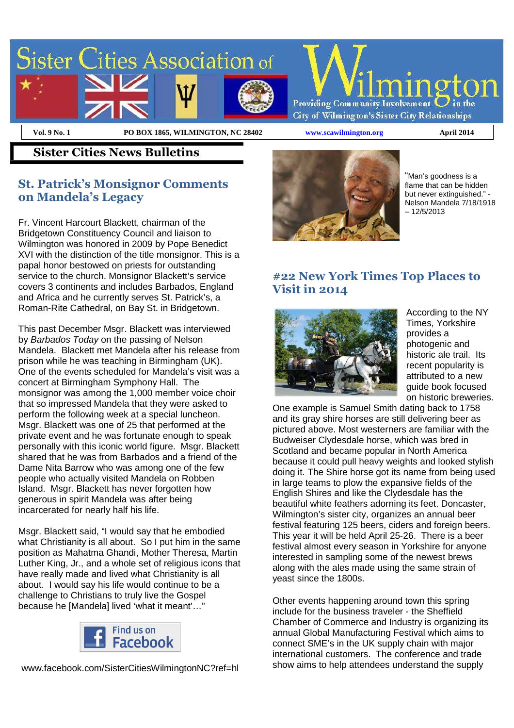# Sister Cities Association of Wilmington

Providing Community Involvement in the City of Wilmington's Sister City Relationships

**Vol. 9 No. 1** | **PO BOX 1865, WILMINGTON, NC 28402** | **www.scawilmington.org** | **April 2014**

## Sister Cities News Bulletins

### St. Patrick's Monsignor Comments on Mandela's Legacy

Fr. Vincent Harcourt Blackett, chairman of the Bridgetown Constituency Council and liaison to Wilmington was honored in 2009 by Pope Benedict XVI with the distinction of the title monsignor. This is a papal honor bestowed on priests for outstanding service to the church. Monsignor Blackett's service covers 3 continents and includes Barbados, England and Africa and he currently serves St. Patrick's, a Roman-Rite Cathedral, on Bay St. in Bridgetown.

This past December Msgr. Blackett was interviewed by *Barbados Today* on the passing of Nelson Mandela. Blackett met Mandela after his release from prison while he was teaching in Birmingham (UK). One of the events scheduled for Mandela's visit was a concert at Birmingham Symphony Hall. The monsignor was among the 1,000 member voice choir that so impressed Mandela that they were asked to perform the following week at a special luncheon. Msgr. Blackett was one of 25 that performed at the private event and he was fortunate enough to speak personally with this iconic world figure. Msgr. Blackett shared that he was from Barbados and a friend of the Dame Nita Barrow who was among one of the few people who actually visited Mandela on Robben Island. Msgr. Blackett has never forgotten how generous in spirit Mandela was after being incarcerated for nearly half his life.

Msgr. Blackett said, "I would say that he embodied what Christianity is all about. So I put him in the same position as Mahatma Ghandi, Mother Theresa, Martin Luther King, Jr., and a whole set of religious icons that have really made and lived what Christianity is all about. I would say his life would continue to be a challenge to Christians to truly live the Gospel because he [Mandela] lived 'what it meant'…"

Find us on Facebook

www.facebook.com/SisterCitiesWilmingtonNC?ref=hl

"Man's goodness is a flame that can be hidden but never extinguished." - Nelson Mandela 7/18/1918 – 12/5/2013

### #22 New York Times Top Places to Visit in 2014

According to the NY Times, Yorkshire provides a photogenic and historic ale trail. Its recent popularity is attributed to a new guide book focused on historic breweries. One example is Samuel Smith dating back to 1758 and its gray shire horses are still delivering beer as pictured above. Most westerners are familiar with the Budweiser Clydesdale horse, which was bred in Scotland and became popular in North America because it could pull heavy weights and looked stylish doing it. The Shire horse got its name from being used in large teams to plow the expansive fields of the English Shires and like the Clydesdale has the beautiful white feathers adorning its feet. Doncaster, Wilmington's sister city, organizes an annual beer festival featuring 125 beers, ciders and foreign beers. This year it will be held April 25-26. There is a beer festival almost every season in Yorkshire for anyone interested in sampling some of the newest brews along with the ales made using the same strain of yeast since the 1800s.

Other events happening around town this spring include for the business traveler - the Sheffield Chamber of Commerce and Industry is organizing its annual Global Manufacturing Festival which aims to connect SME's in the UK supply chain with major international customers. The conference and trade show aims to help attendees understand the supply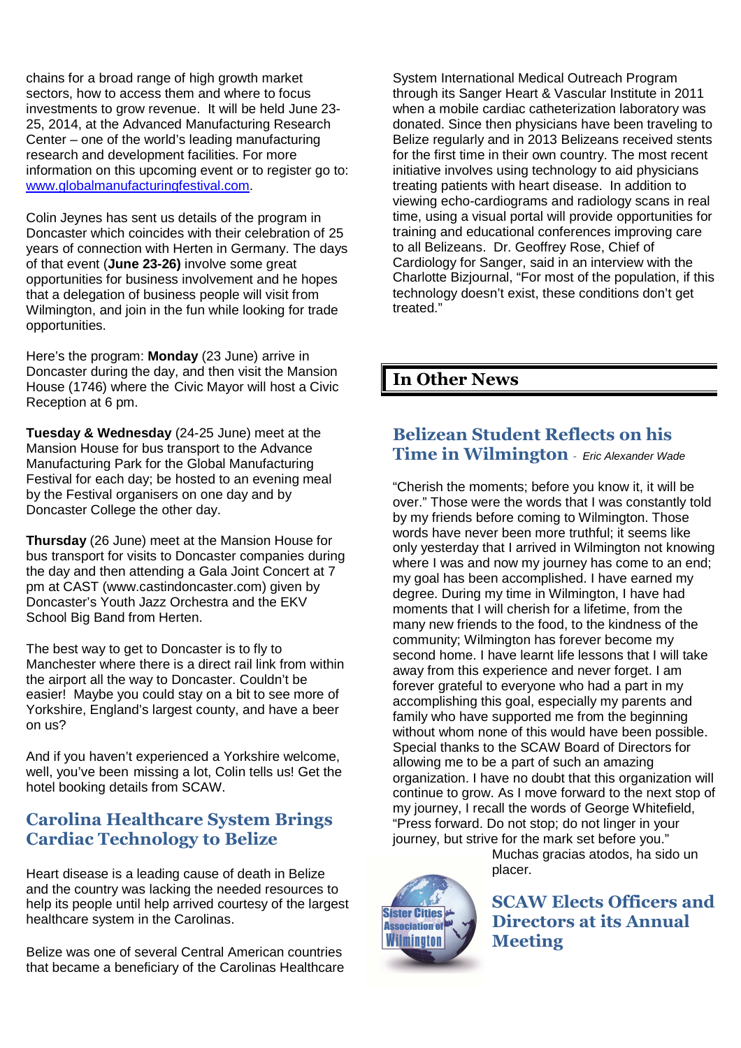chains for a broad range of high growth market sectors, how to access them and where to focus investments to grow revenue. It will be held June 23-25, 2014, at the Advanced Manufacturing Research Center – one of the world's leading manufacturing research and development facilities. For more information on this upcoming event or to register go to: www.globalmanufacturingfestival.com.

Colin Jeynes has sent us details of the program in Doncaster which coincides with their celebration of 25 years of connection with Herten in Germany. The days of that event (**June 23-26)** involve some great opportunities for business involvement and he hopes that a delegation of business people will visit from Wilmington, and join in the fun while looking for trade opportunities.

Here's the program: **Monday** (23 June) arrive in Doncaster during the day, and then visit the Mansion House (1746) where the Civic Mayor will host a Civic Reception at 6 pm.

**Tuesday & Wednesday** (24-25 June) meet at the Mansion House for bus transport to the Advance Manufacturing Park for the Global Manufacturing Festival for each day; be hosted to an evening meal by the Festival organisers on one day and by Doncaster College the other day.

**Thursday** (26 June) meet at the Mansion House for bus transport for visits to Doncaster companies during the day and then attending a Gala Joint Concert at 7 pm at CAST (www.castindoncaster.com) given by Doncaster's Youth Jazz Orchestra and the EKV School Big Band from Herten.

The best way to get to Doncaster is to fly to Manchester where there is a direct rail link from within the airport all the way to Doncaster. Couldn't be easier! Maybe you could stay on a bit to see more of Yorkshire, England's largest county, and have a beer on us?

And if you haven't experienced a Yorkshire welcome, well, you've been missing a lot, Colin tells us! Get the hotel booking details from SCAW.

## Carolina Healthcare System Brings Cardiac Technology to Belize

Heart disease is a leading cause of death in Belize and the country was lacking the needed resources to help its people until help arrived courtesy of the largest healthcare system in the Carolinas.

Belize was one of several Central American countries that became a beneficiary of the Carolinas Healthcare System International Medical Outreach Program through its Sanger Heart & Vascular Institute in 2011 when a mobile cardiac catheterization laboratory was donated. Since then physicians have been traveling to Belize regularly and in 2013 Belizeans received stents for the first time in their own country. The most recent initiative involves using technology to aid physicians treating patients with heart disease. In addition to viewing echo-cardiograms and radiology scans in real time, using a visual portal will provide opportunities for training and educational conferences improving care to all Belizeans. Dr. Geoffrey Rose, Chief of Cardiology for Sanger, said in an interview with the Charlotte Bizjournal, "For most of the population, if this technology doesn't exist, these conditions don't get treated."

# In Other News

## Belizean Student Reflects on his Time in Wilmington - *Eric Alexander Wade*

"Cherish the moments; before you know it, it will be over." Those were the words that I was constantly told by my friends before coming to Wilmington. Those words have never been more truthful; it seems like only yesterday that I arrived in Wilmington not knowing where I was and now my journey has come to an end; my goal has been accomplished. I have earned my degree. During my time in Wilmington, I have had moments that I will cherish for a lifetime, from the many new friends to the food, to the kindness of the community; Wilmington has forever become my second home. I have learnt life lessons that I will take away from this experience and never forget. I am forever grateful to everyone who had a part in my accomplishing this goal, especially my parents and family who have supported me from the beginning without whom none of this would have been possible. Special thanks to the SCAW Board of Directors for allowing me to be a part of such an amazing organization. I have no doubt that this organization will continue to grow. As I move forward to the next stop of my journey, I recall the words of George Whitefield, "Press forward. Do not stop; do not linger in your journey, but strive for the mark set before you."

Muchas gracias atodos, ha sido un placer.

## SCAW Elects Officers and Directors at its Annual Meeting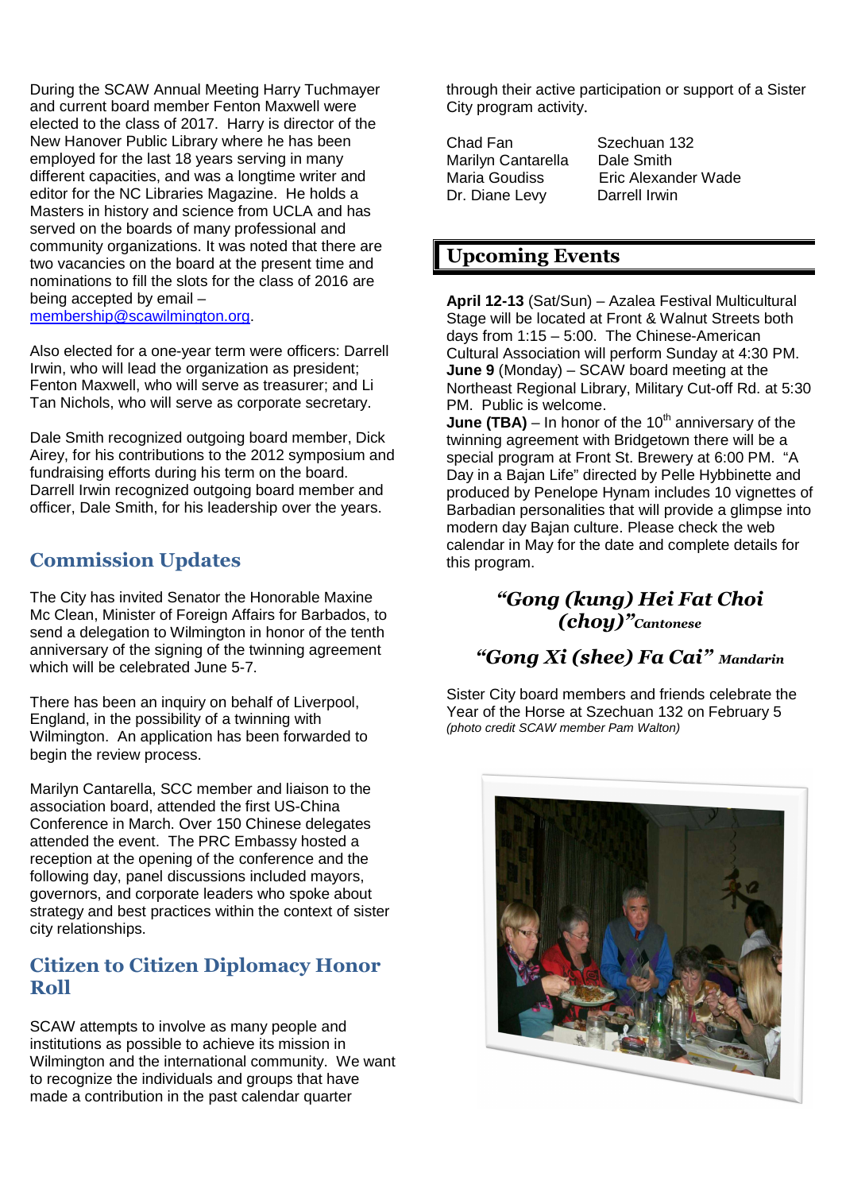During the SCAW Annual Meeting Harry Tuchmayer and current board member Fenton Maxwell were elected to the class of 2017. Harry is director of the New Hanover Public Library where he has been employed for the last 18 years serving in many different capacities, and was a longtime writer and editor for the NC Libraries Magazine. He holds a Masters in history and science from UCLA and has served on the boards of many professional and community organizations. It was noted that there are two vacancies on the board at the present time and nominations to fill the slots for the class of 2016 are being accepted by email – membership@scawilmington.org.

Also elected for a one-year term were officers: Darrell Irwin, who will lead the organization as president; Fenton Maxwell, who will serve as treasurer; and Li Tan Nichols, who will serve as corporate secretary.

Dale Smith recognized outgoing board member, Dick Airey, for his contributions to the 2012 symposium and fundraising efforts during his term on the board. Darrell Irwin recognized outgoing board member and officer, Dale Smith, for his leadership over the years.

## Commission Updates

The City has invited Senator the Honorable Maxine Mc Clean, Minister of Foreign Affairs for Barbados, to send a delegation to Wilmington in honor of the tenth anniversary of the signing of the twinning agreement which will be celebrated June 5-7.

There has been an inquiry on behalf of Liverpool, England, in the possibility of a twinning with Wilmington. An application has been forwarded to begin the review process.

Marilyn Cantarella, SCC member and liaison to the association board, attended the first US-China Conference in March. Over 150 Chinese delegates attended the event. The PRC Embassy hosted a reception at the opening of the conference and the following day, panel discussions included mayors, governors, and corporate leaders who spoke about strategy and best practices within the context of sister city relationships.

## Citizen to Citizen Diplomacy Honor Roll

SCAW attempts to involve as many people and institutions as possible to achieve its mission in Wilmington and the international community. We want to recognize the individuals and groups that have made a contribution in the past calendar quarter through their active participation or support of a Sister City program activity.

| | |
|---|---|
| Chad Fan | Szechuan 132 |
| Marilyn Cantarella | Dale Smith |
| Maria Goudiss | Eric Alexander Wade |
| Dr. Diane Levy | Darrell Irwin |

## Upcoming Events

**April 12-13** (Sat/Sun) – Azalea Festival Multicultural Stage will be located at Front & Walnut Streets both days from 1:15 – 5:00. The Chinese-American Cultural Association will perform Sunday at 4:30 PM.
**June 9** (Monday) – SCAW board meeting at the Northeast Regional Library, Military Cut-off Rd. at 5:30 PM. Public is welcome.
**June (TBA)** – In honor of the 10th anniversary of the twinning agreement with Bridgetown there will be a special program at Front St. Brewery at 6:00 PM. "A Day in a Bajan Life" directed by Pelle Hybbinette and produced by Penelope Hynam includes 10 vignettes of Barbadian personalities that will provide a glimpse into modern day Bajan culture. Please check the web calendar in May for the date and complete details for this program.

### *"Gong (kung) Hei Fat Choi (choy)"* *Cantonese*

### *"Gong Xi (shee) Fa Cai"* *Mandarin*

Sister City board members and friends celebrate the Year of the Horse at Szechuan 132 on February 5
*(photo credit SCAW member Pam Walton)*